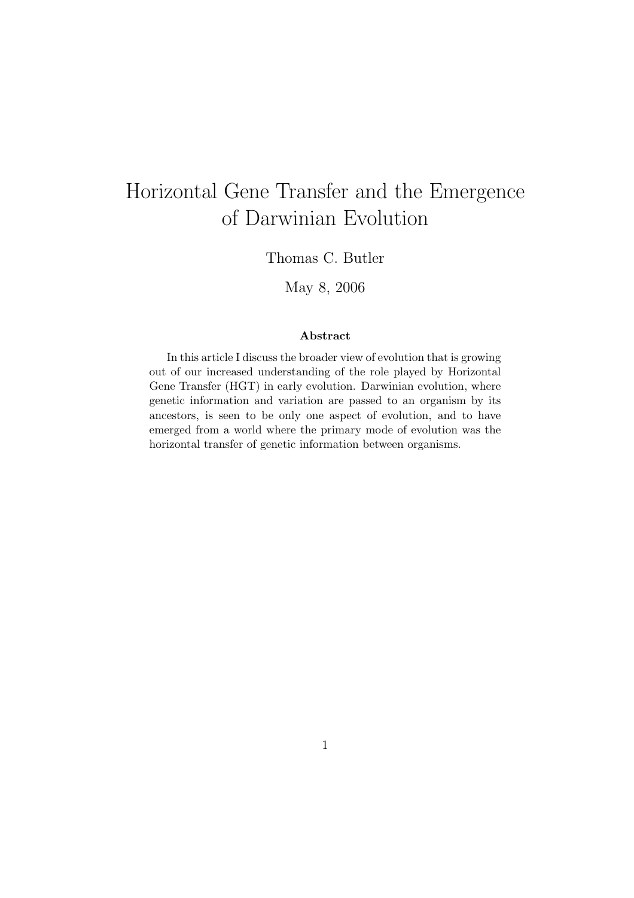# Horizontal Gene Transfer and the Emergence of Darwinian Evolution

Thomas C. Butler

May 8, 2006

**Abstract**

In this article I discuss the broader view of evolution that is growing out of our increased understanding of the role played by Horizontal Gene Transfer (HGT) in early evolution. Darwinian evolution, where genetic information and variation are passed to an organism by its ancestors, is seen to be only one aspect of evolution, and to have emerged from a world where the primary mode of evolution was the horizontal transfer of genetic information between organisms.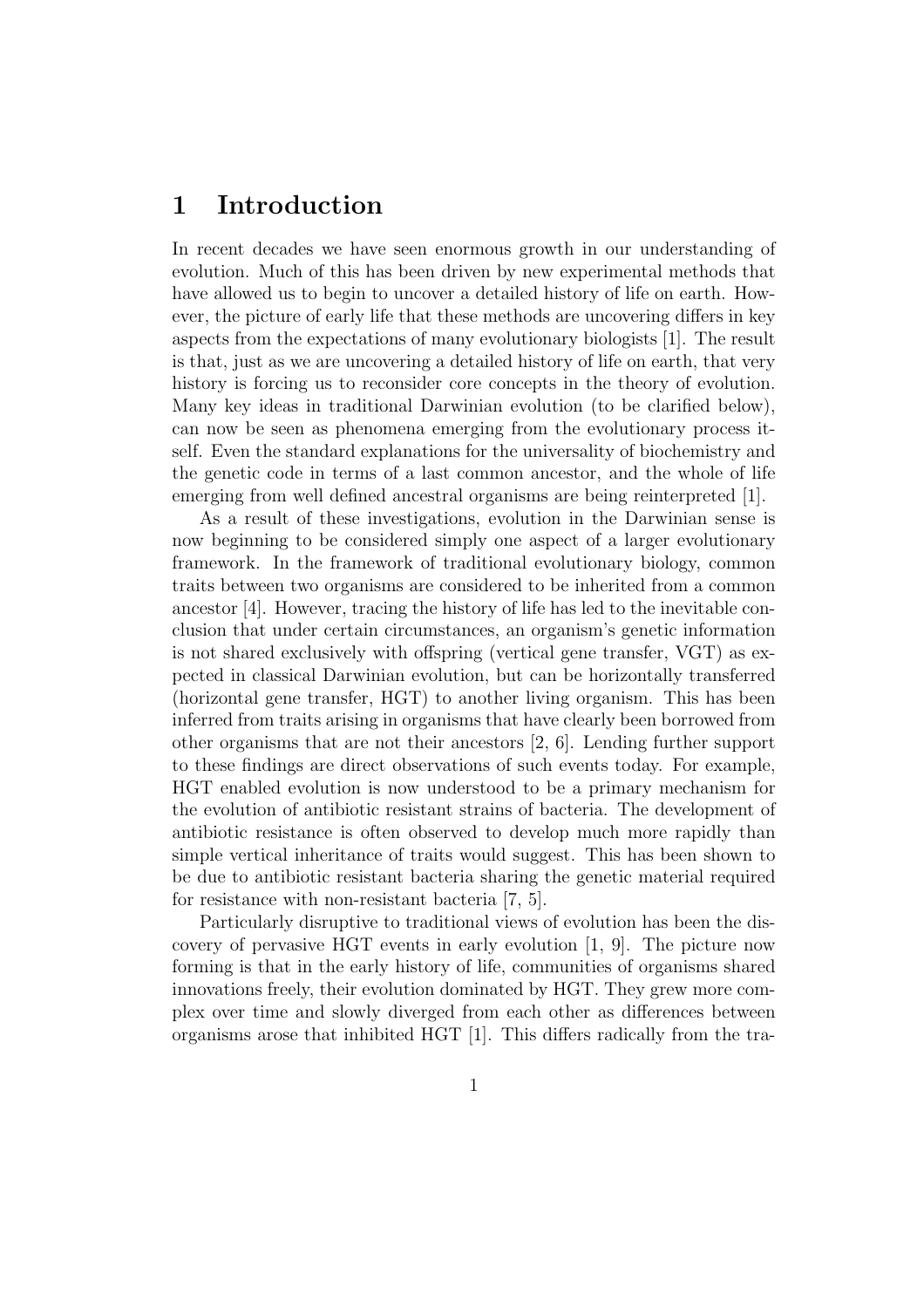# 1 Introduction

In recent decades we have seen enormous growth in our understanding of evolution. Much of this has been driven by new experimental methods that have allowed us to begin to uncover a detailed history of life on earth. However, the picture of early life that these methods are uncovering differs in key aspects from the expectations of many evolutionary biologists [1]. The result is that, just as we are uncovering a detailed history of life on earth, that very history is forcing us to reconsider core concepts in the theory of evolution. Many key ideas in traditional Darwinian evolution (to be clarified below), can now be seen as phenomena emerging from the evolutionary process itself. Even the standard explanations for the universality of biochemistry and the genetic code in terms of a last common ancestor, and the whole of life emerging from well defined ancestral organisms are being reinterpreted [1].

As a result of these investigations, evolution in the Darwinian sense is now beginning to be considered simply one aspect of a larger evolutionary framework. In the framework of traditional evolutionary biology, common traits between two organisms are considered to be inherited from a common ancestor [4]. However, tracing the history of life has led to the inevitable conclusion that under certain circumstances, an organism's genetic information is not shared exclusively with offspring (vertical gene transfer, VGT) as expected in classical Darwinian evolution, but can be horizontally transferred (horizontal gene transfer, HGT) to another living organism. This has been inferred from traits arising in organisms that have clearly been borrowed from other organisms that are not their ancestors [2, 6]. Lending further support to these findings are direct observations of such events today. For example, HGT enabled evolution is now understood to be a primary mechanism for the evolution of antibiotic resistant strains of bacteria. The development of antibiotic resistance is often observed to develop much more rapidly than simple vertical inheritance of traits would suggest. This has been shown to be due to antibiotic resistant bacteria sharing the genetic material required for resistance with non-resistant bacteria [7, 5].

Particularly disruptive to traditional views of evolution has been the discovery of pervasive HGT events in early evolution [1, 9]. The picture now forming is that in the early history of life, communities of organisms shared innovations freely, their evolution dominated by HGT. They grew more complex over time and slowly diverged from each other as differences between organisms arose that inhibited HGT [1]. This differs radically from the tra-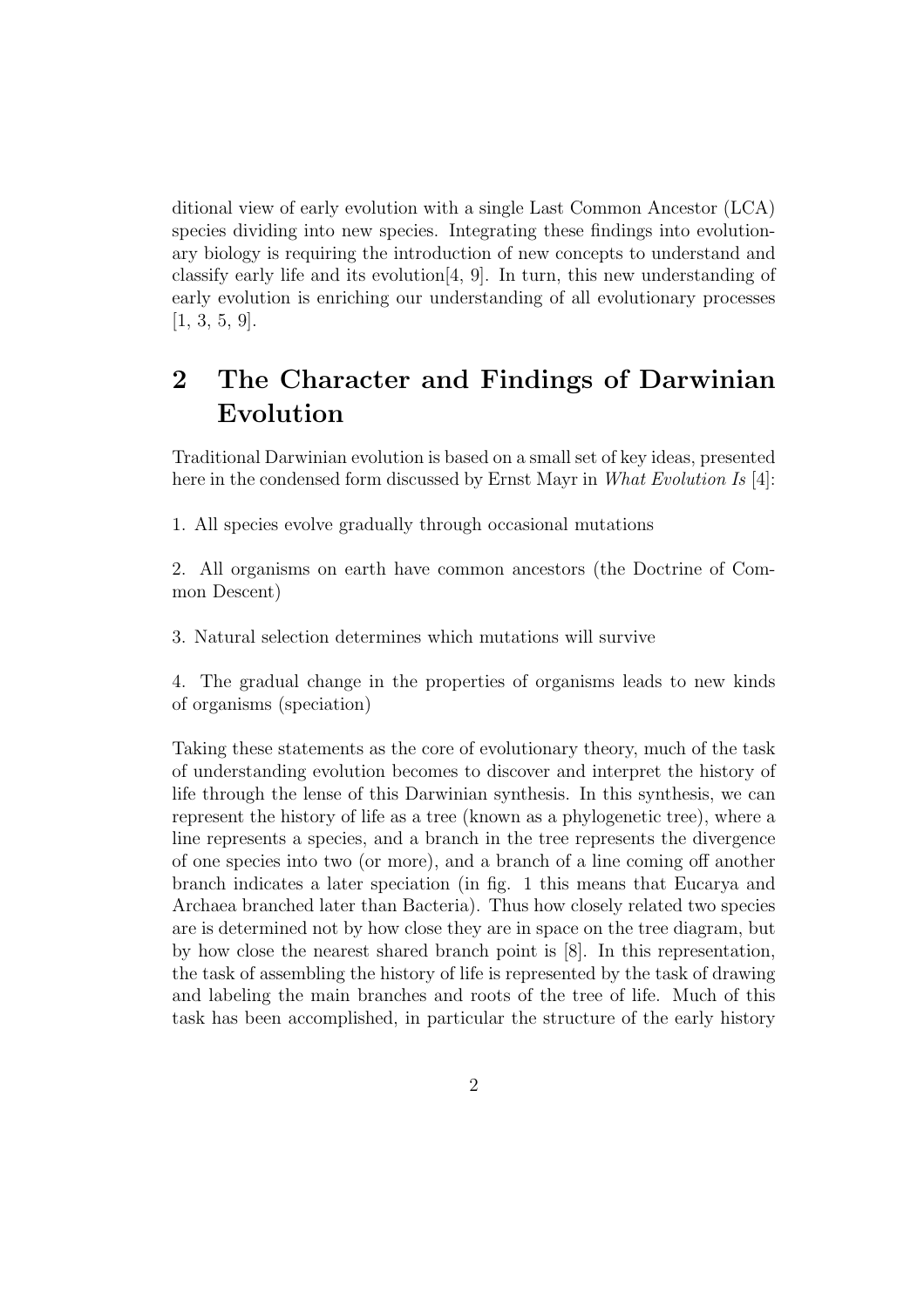ditional view of early evolution with a single Last Common Ancestor (LCA) species dividing into new species. Integrating these findings into evolutionary biology is requiring the introduction of new concepts to understand and classify early life and its evolution[4, 9]. In turn, this new understanding of early evolution is enriching our understanding of all evolutionary processes [1, 3, 5, 9].

## 2 The Character and Findings of Darwinian Evolution

Traditional Darwinian evolution is based on a small set of key ideas, presented here in the condensed form discussed by Ernst Mayr in *What Evolution Is* [4]:

1. All species evolve gradually through occasional mutations

2. All organisms on earth have common ancestors (the Doctrine of Common Descent)

3. Natural selection determines which mutations will survive

4. The gradual change in the properties of organisms leads to new kinds of organisms (speciation)

Taking these statements as the core of evolutionary theory, much of the task of understanding evolution becomes to discover and interpret the history of life through the lense of this Darwinian synthesis. In this synthesis, we can represent the history of life as a tree (known as a phylogenetic tree), where a line represents a species, and a branch in the tree represents the divergence of one species into two (or more), and a branch of a line coming off another branch indicates a later speciation (in fig. 1 this means that Eucarya and Archaea branched later than Bacteria). Thus how closely related two species are is determined not by how close they are in space on the tree diagram, but by how close the nearest shared branch point is [8]. In this representation, the task of assembling the history of life is represented by the task of drawing and labeling the main branches and roots of the tree of life. Much of this task has been accomplished, in particular the structure of the early history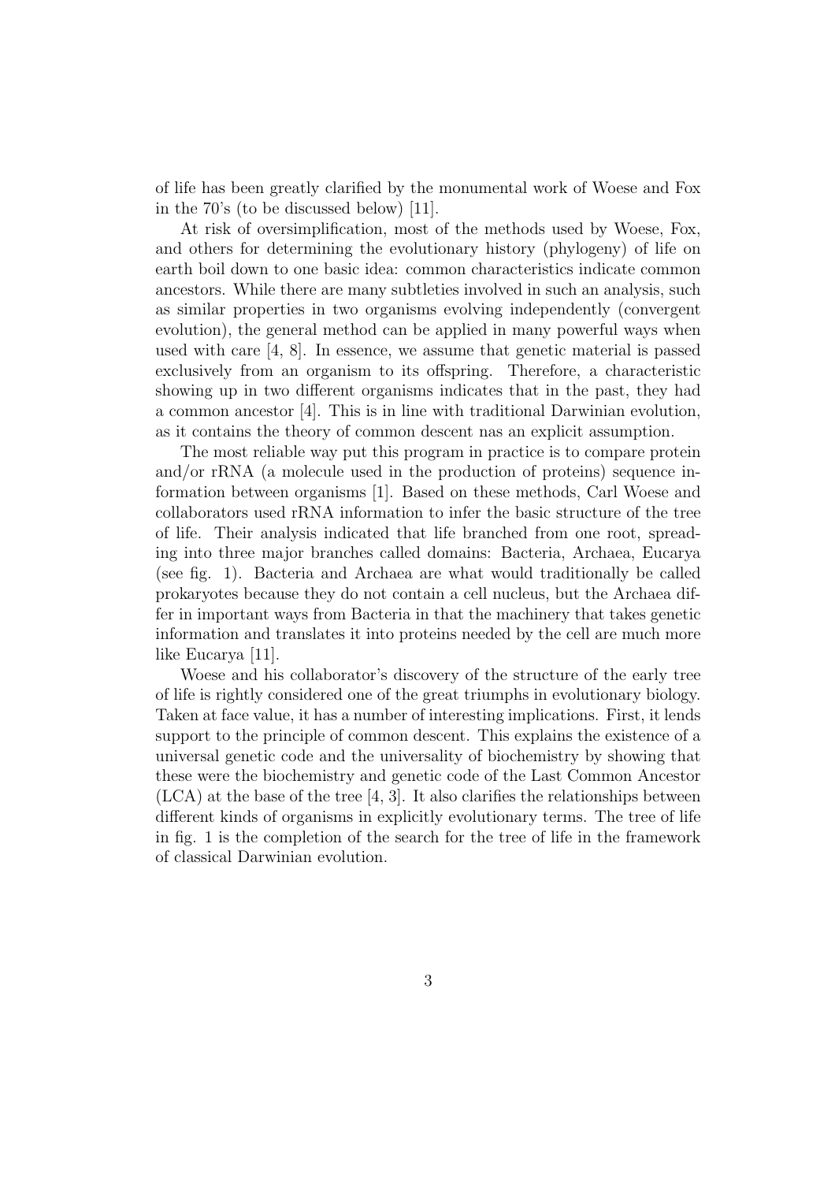of life has been greatly clarified by the monumental work of Woese and Fox in the 70's (to be discussed below) [11].

At risk of oversimplification, most of the methods used by Woese, Fox, and others for determining the evolutionary history (phylogeny) of life on earth boil down to one basic idea: common characteristics indicate common ancestors. While there are many subtleties involved in such an analysis, such as similar properties in two organisms evolving independently (convergent evolution), the general method can be applied in many powerful ways when used with care [4, 8]. In essence, we assume that genetic material is passed exclusively from an organism to its offspring. Therefore, a characteristic showing up in two different organisms indicates that in the past, they had a common ancestor [4]. This is in line with traditional Darwinian evolution, as it contains the theory of common descent nas an explicit assumption.

The most reliable way put this program in practice is to compare protein and/or rRNA (a molecule used in the production of proteins) sequence information between organisms [1]. Based on these methods, Carl Woese and collaborators used rRNA information to infer the basic structure of the tree of life. Their analysis indicated that life branched from one root, spreading into three major branches called domains: Bacteria, Archaea, Eucarya (see fig. 1). Bacteria and Archaea are what would traditionally be called prokaryotes because they do not contain a cell nucleus, but the Archaea differ in important ways from Bacteria in that the machinery that takes genetic information and translates it into proteins needed by the cell are much more like Eucarya [11].

Woese and his collaborator's discovery of the structure of the early tree of life is rightly considered one of the great triumphs in evolutionary biology. Taken at face value, it has a number of interesting implications. First, it lends support to the principle of common descent. This explains the existence of a universal genetic code and the universality of biochemistry by showing that these were the biochemistry and genetic code of the Last Common Ancestor (LCA) at the base of the tree [4, 3]. It also clarifies the relationships between different kinds of organisms in explicitly evolutionary terms. The tree of life in fig. 1 is the completion of the search for the tree of life in the framework of classical Darwinian evolution.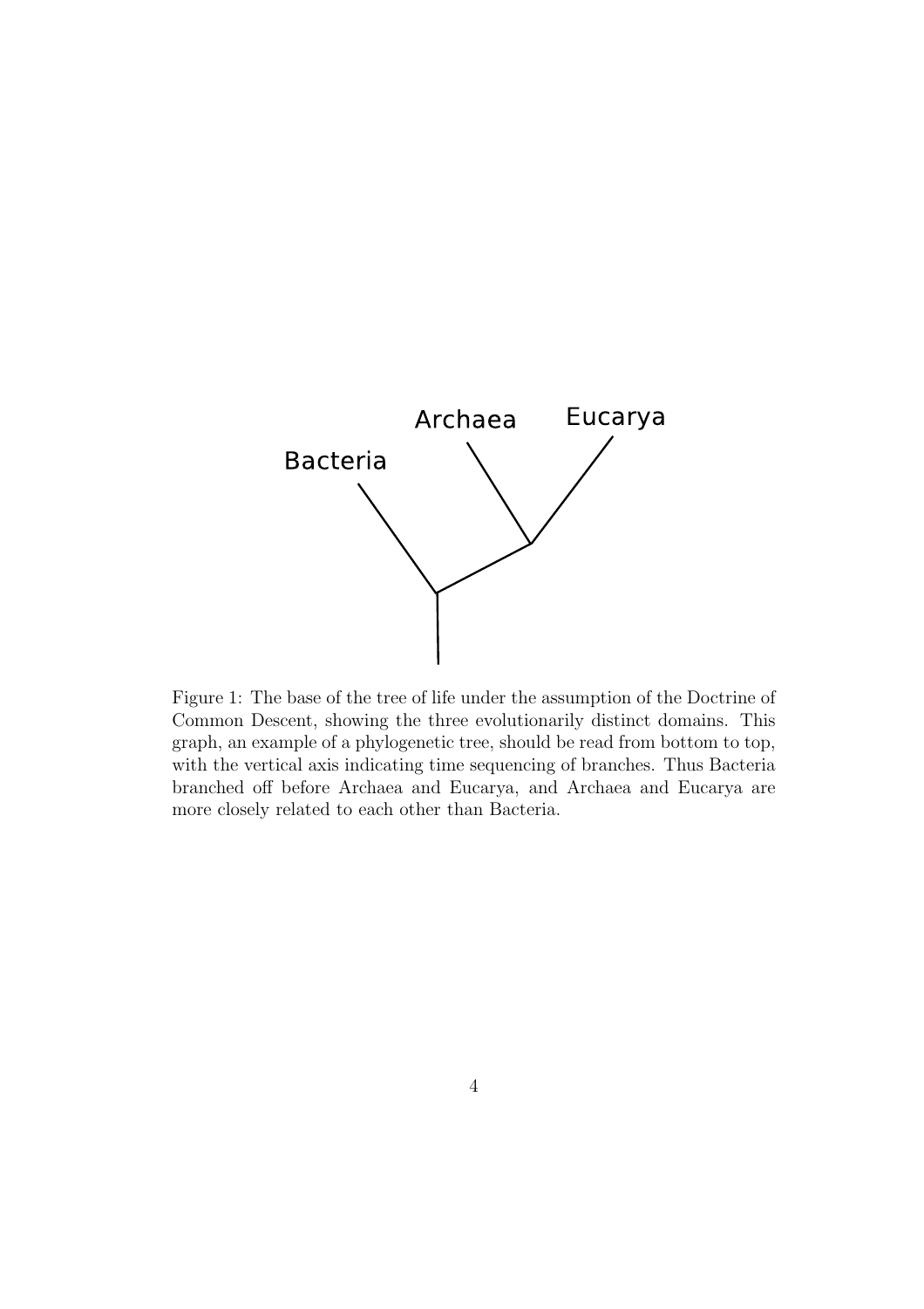Figure 1: The base of the tree of life under the assumption of the Doctrine of Common Descent, showing the three evolutionarily distinct domains. This graph, an example of a phylogenetic tree, should be read from bottom to top, with the vertical axis indicating time sequencing of branches. Thus Bacteria branched off before Archaea and Eucarya, and Archaea and Eucarya are more closely related to each other than Bacteria.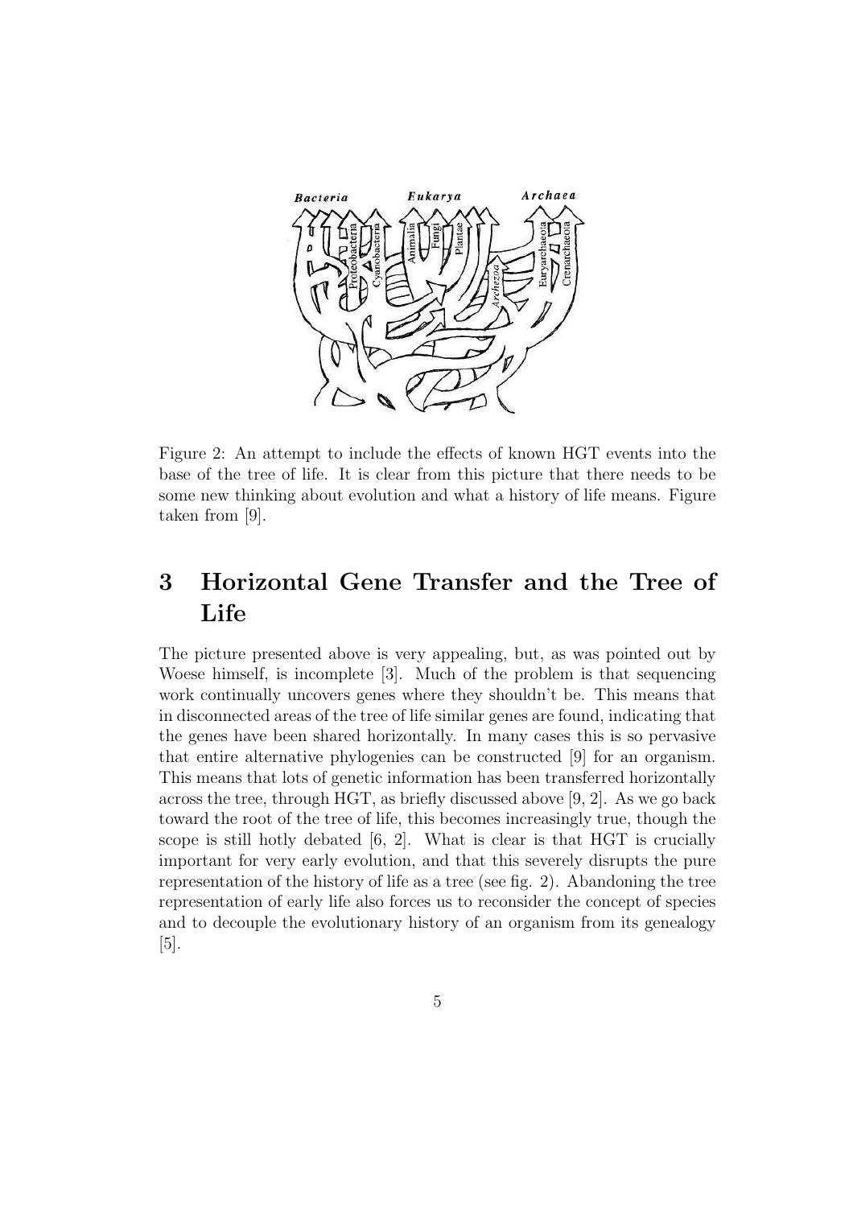Figure 2: An attempt to include the effects of known HGT events into the base of the tree of life. It is clear from this picture that there needs to be some new thinking about evolution and what a history of life means. Figure taken from [9].

## 3 Horizontal Gene Transfer and the Tree of Life

The picture presented above is very appealing, but, as was pointed out by Woese himself, is incomplete [3]. Much of the problem is that sequencing work continually uncovers genes where they shouldn't be. This means that in disconnected areas of the tree of life similar genes are found, indicating that the genes have been shared horizontally. In many cases this is so pervasive that entire alternative phylogenies can be constructed [9] for an organism. This means that lots of genetic information has been transferred horizontally across the tree, through HGT, as briefly discussed above [9, 2]. As we go back toward the root of the tree of life, this becomes increasingly true, though the scope is still hotly debated [6, 2]. What is clear is that HGT is crucially important for very early evolution, and that this severely disrupts the pure representation of the history of life as a tree (see fig. 2). Abandoning the tree representation of early life also forces us to reconsider the concept of species and to decouple the evolutionary history of an organism from its genealogy [5].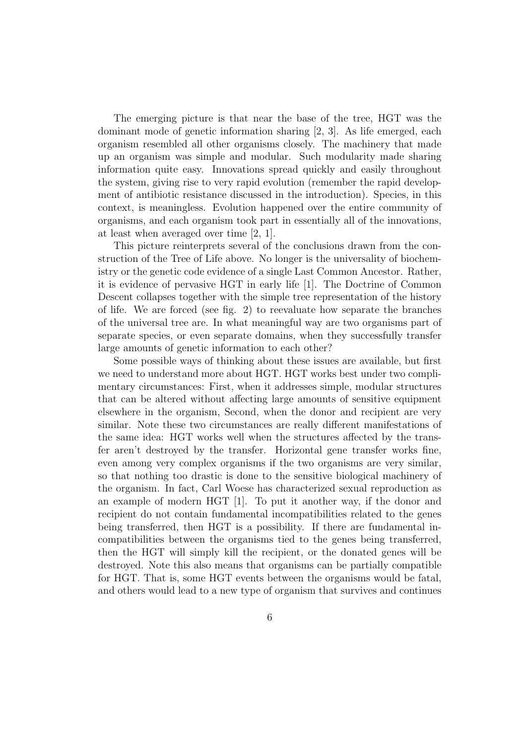The emerging picture is that near the base of the tree, HGT was the dominant mode of genetic information sharing [2, 3]. As life emerged, each organism resembled all other organisms closely. The machinery that made up an organism was simple and modular. Such modularity made sharing information quite easy. Innovations spread quickly and easily throughout the system, giving rise to very rapid evolution (remember the rapid development of antibiotic resistance discussed in the introduction). Species, in this context, is meaningless. Evolution happened over the entire community of organisms, and each organism took part in essentially all of the innovations, at least when averaged over time [2, 1].

This picture reinterprets several of the conclusions drawn from the construction of the Tree of Life above. No longer is the universality of biochemistry or the genetic code evidence of a single Last Common Ancestor. Rather, it is evidence of pervasive HGT in early life [1]. The Doctrine of Common Descent collapses together with the simple tree representation of the history of life. We are forced (see fig. 2) to reevaluate how separate the branches of the universal tree are. In what meaningful way are two organisms part of separate species, or even separate domains, when they successfully transfer large amounts of genetic information to each other?

Some possible ways of thinking about these issues are available, but first we need to understand more about HGT. HGT works best under two complimentary circumstances: First, when it addresses simple, modular structures that can be altered without affecting large amounts of sensitive equipment elsewhere in the organism, Second, when the donor and recipient are very similar. Note these two circumstances are really different manifestations of the same idea: HGT works well when the structures affected by the transfer aren't destroyed by the transfer. Horizontal gene transfer works fine, even among very complex organisms if the two organisms are very similar, so that nothing too drastic is done to the sensitive biological machinery of the organism. In fact, Carl Woese has characterized sexual reproduction as an example of modern HGT [1]. To put it another way, if the donor and recipient do not contain fundamental incompatibilities related to the genes being transferred, then HGT is a possibility. If there are fundamental incompatibilities between the organisms tied to the genes being transferred, then the HGT will simply kill the recipient, or the donated genes will be destroyed. Note this also means that organisms can be partially compatible for HGT. That is, some HGT events between the organisms would be fatal, and others would lead to a new type of organism that survives and continues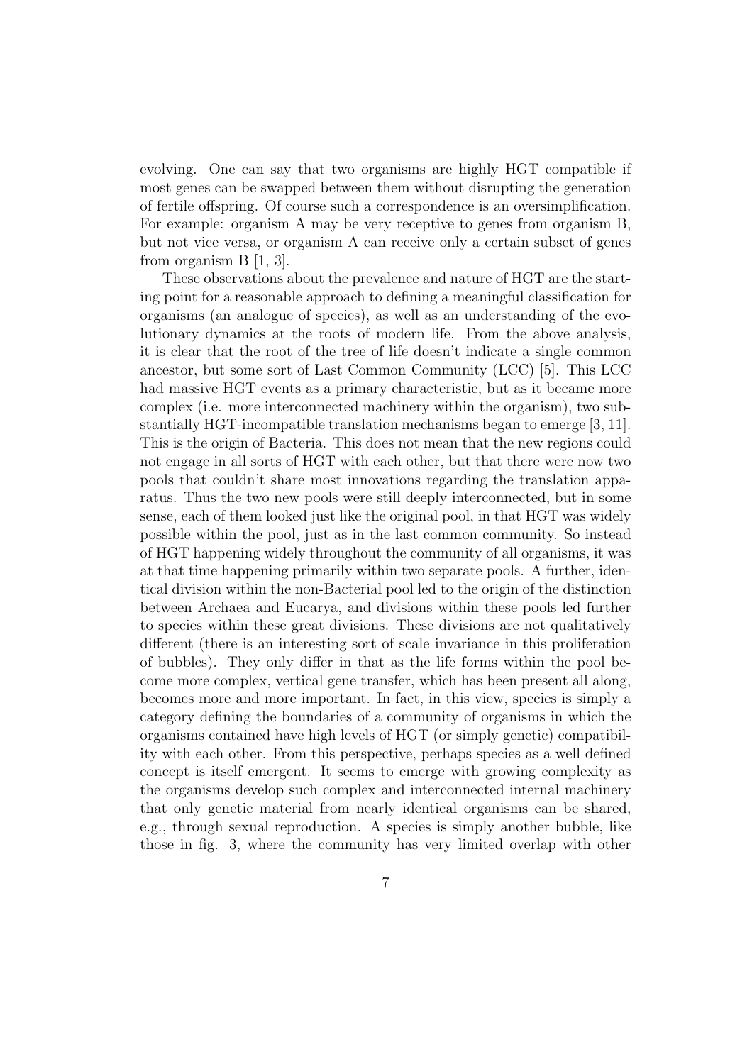evolving. One can say that two organisms are highly HGT compatible if most genes can be swapped between them without disrupting the generation of fertile offspring. Of course such a correspondence is an oversimplification. For example: organism A may be very receptive to genes from organism B, but not vice versa, or organism A can receive only a certain subset of genes from organism B [1, 3].

These observations about the prevalence and nature of HGT are the starting point for a reasonable approach to defining a meaningful classification for organisms (an analogue of species), as well as an understanding of the evolutionary dynamics at the roots of modern life. From the above analysis, it is clear that the root of the tree of life doesn't indicate a single common ancestor, but some sort of Last Common Community (LCC) [5]. This LCC had massive HGT events as a primary characteristic, but as it became more complex (i.e. more interconnected machinery within the organism), two substantially HGT-incompatible translation mechanisms began to emerge [3, 11]. This is the origin of Bacteria. This does not mean that the new regions could not engage in all sorts of HGT with each other, but that there were now two pools that couldn't share most innovations regarding the translation apparatus. Thus the two new pools were still deeply interconnected, but in some sense, each of them looked just like the original pool, in that HGT was widely possible within the pool, just as in the last common community. So instead of HGT happening widely throughout the community of all organisms, it was at that time happening primarily within two separate pools. A further, identical division within the non-Bacterial pool led to the origin of the distinction between Archaea and Eucarya, and divisions within these pools led further to species within these great divisions. These divisions are not qualitatively different (there is an interesting sort of scale invariance in this proliferation of bubbles). They only differ in that as the life forms within the pool become more complex, vertical gene transfer, which has been present all along, becomes more and more important. In fact, in this view, species is simply a category defining the boundaries of a community of organisms in which the organisms contained have high levels of HGT (or simply genetic) compatibility with each other. From this perspective, perhaps species as a well defined concept is itself emergent. It seems to emerge with growing complexity as the organisms develop such complex and interconnected internal machinery that only genetic material from nearly identical organisms can be shared, e.g., through sexual reproduction. A species is simply another bubble, like those in fig. 3, where the community has very limited overlap with other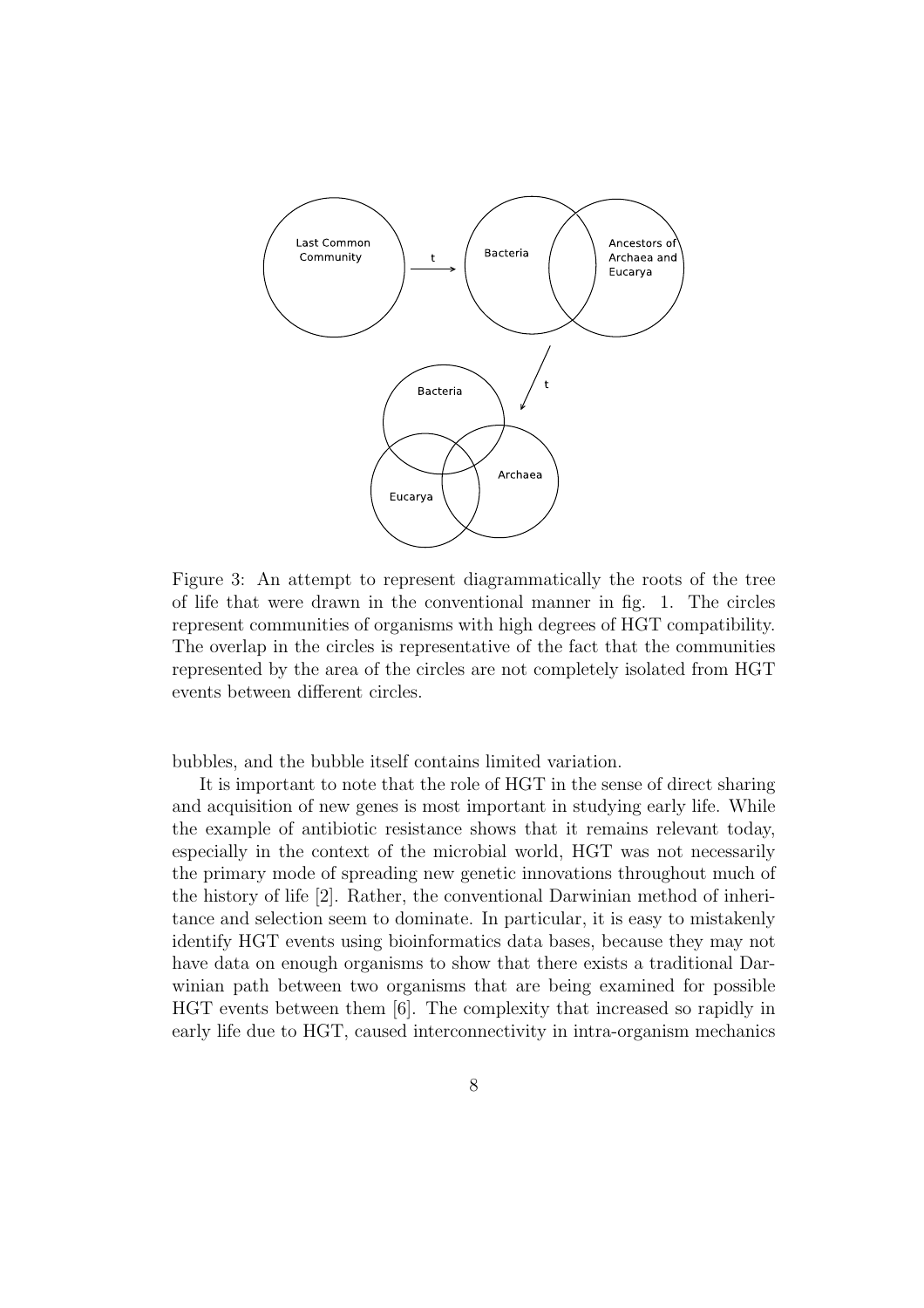Figure 3: An attempt to represent diagrammatically the roots of the tree of life that were drawn in the conventional manner in fig. 1. The circles represent communities of organisms with high degrees of HGT compatibility. The overlap in the circles is representative of the fact that the communities represented by the area of the circles are not completely isolated from HGT events between different circles.

bubbles, and the bubble itself contains limited variation.

It is important to note that the role of HGT in the sense of direct sharing and acquisition of new genes is most important in studying early life. While the example of antibiotic resistance shows that it remains relevant today, especially in the context of the microbial world, HGT was not necessarily the primary mode of spreading new genetic innovations throughout much of the history of life [2]. Rather, the conventional Darwinian method of inheritance and selection seem to dominate. In particular, it is easy to mistakenly identify HGT events using bioinformatics data bases, because they may not have data on enough organisms to show that there exists a traditional Darwinian path between two organisms that are being examined for possible HGT events between them [6]. The complexity that increased so rapidly in early life due to HGT, caused interconnectivity in intra-organism mechanics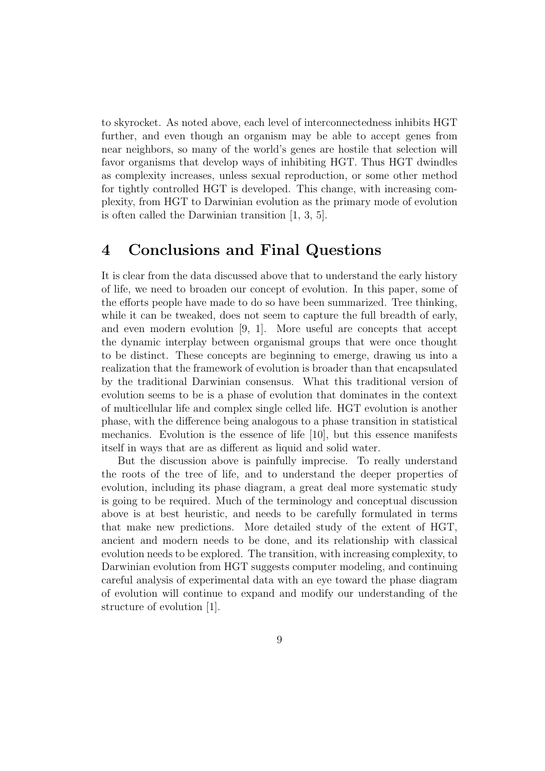to skyrocket. As noted above, each level of interconnectedness inhibits HGT further, and even though an organism may be able to accept genes from near neighbors, so many of the world's genes are hostile that selection will favor organisms that develop ways of inhibiting HGT. Thus HGT dwindles as complexity increases, unless sexual reproduction, or some other method for tightly controlled HGT is developed. This change, with increasing complexity, from HGT to Darwinian evolution as the primary mode of evolution is often called the Darwinian transition [1, 3, 5].

## 4 Conclusions and Final Questions

It is clear from the data discussed above that to understand the early history of life, we need to broaden our concept of evolution. In this paper, some of the efforts people have made to do so have been summarized. Tree thinking, while it can be tweaked, does not seem to capture the full breadth of early, and even modern evolution [9, 1]. More useful are concepts that accept the dynamic interplay between organismal groups that were once thought to be distinct. These concepts are beginning to emerge, drawing us into a realization that the framework of evolution is broader than that encapsulated by the traditional Darwinian consensus. What this traditional version of evolution seems to be is a phase of evolution that dominates in the context of multicellular life and complex single celled life. HGT evolution is another phase, with the difference being analogous to a phase transition in statistical mechanics. Evolution is the essence of life [10], but this essence manifests itself in ways that are as different as liquid and solid water.

But the discussion above is painfully imprecise. To really understand the roots of the tree of life, and to understand the deeper properties of evolution, including its phase diagram, a great deal more systematic study is going to be required. Much of the terminology and conceptual discussion above is at best heuristic, and needs to be carefully formulated in terms that make new predictions. More detailed study of the extent of HGT, ancient and modern needs to be done, and its relationship with classical evolution needs to be explored. The transition, with increasing complexity, to Darwinian evolution from HGT suggests computer modeling, and continuing careful analysis of experimental data with an eye toward the phase diagram of evolution will continue to expand and modify our understanding of the structure of evolution [1].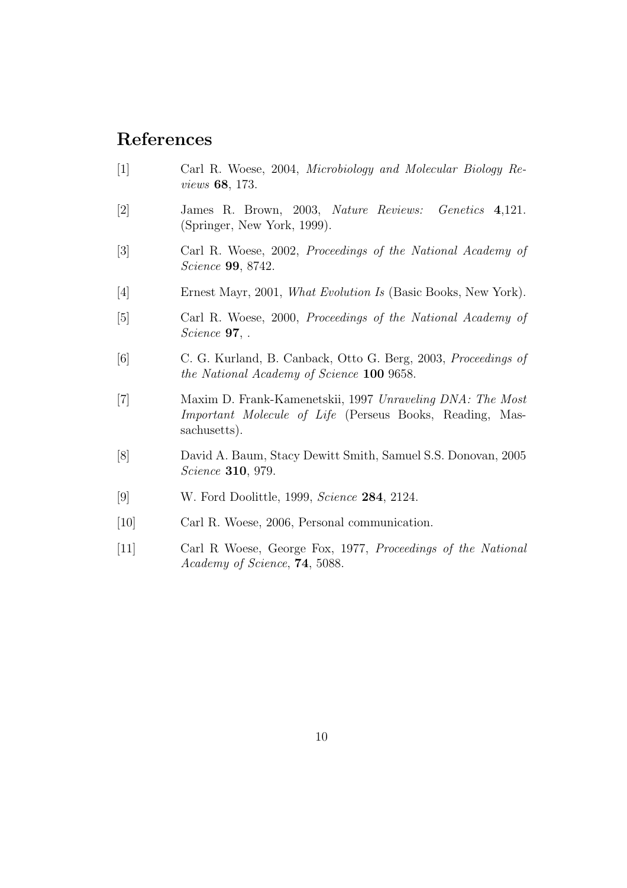## References

[1] Carl R. Woese, 2004, *Microbiology and Molecular Biology Reviews* **68**, 173.

[2] James R. Brown, 2003, *Nature Reviews: Genetics* **4**,121. (Springer, New York, 1999).

[3] Carl R. Woese, 2002, *Proceedings of the National Academy of Science* **99**, 8742.

[4] Ernest Mayr, 2001, *What Evolution Is* (Basic Books, New York).

[5] Carl R. Woese, 2000, *Proceedings of the National Academy of Science* **97**, .

[6] C. G. Kurland, B. Canback, Otto G. Berg, 2003, *Proceedings of the National Academy of Science* **100** 9658.

[7] Maxim D. Frank-Kamenetskii, 1997 *Unraveling DNA: The Most Important Molecule of Life* (Perseus Books, Reading, Massachusetts).

[8] David A. Baum, Stacy Dewitt Smith, Samuel S.S. Donovan, 2005 *Science* **310**, 979.

[9] W. Ford Doolittle, 1999, *Science* **284**, 2124.

[10] Carl R. Woese, 2006, Personal communication.

[11] Carl R Woese, George Fox, 1977, *Proceedings of the National Academy of Science*, **74**, 5088.